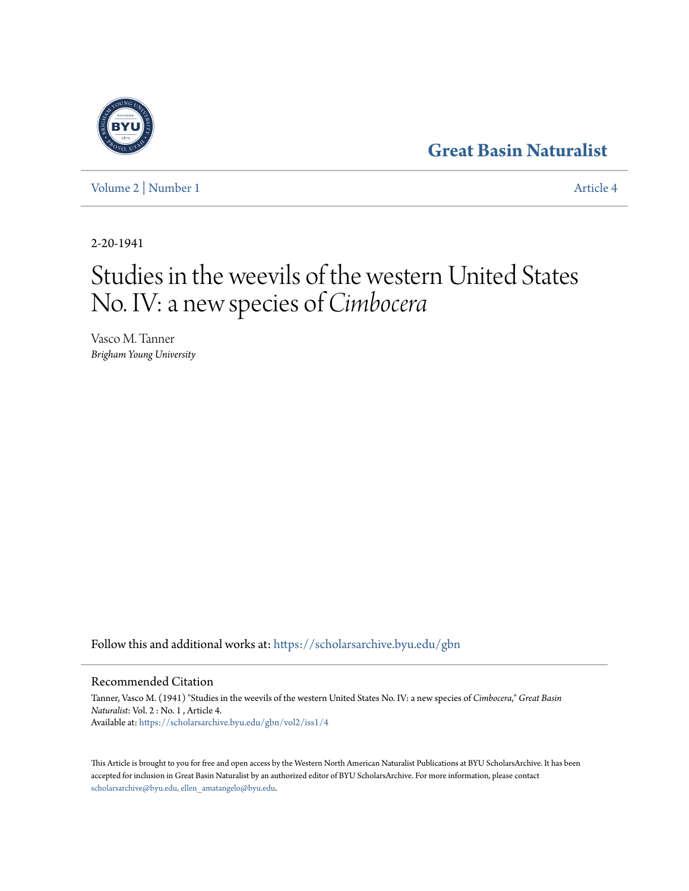Great Basin Naturalist

Volume 2 | Number 1 — Article 4

2-20-1941

# Studies in the weevils of the western United States No. IV: a new species of *Cimbocera*

Vasco M. Tanner
*Brigham Young University*

Follow this and additional works at: https://scholarsarchive.byu.edu/gbn

## Recommended Citation

Tanner, Vasco M. (1941) "Studies in the weevils of the western United States No. IV: a new species of *Cimbocera*," *Great Basin Naturalist*: Vol. 2 : No. 1 , Article 4.
Available at: https://scholarsarchive.byu.edu/gbn/vol2/iss1/4

This Article is brought to you for free and open access by the Western North American Naturalist Publications at BYU ScholarsArchive. It has been accepted for inclusion in Great Basin Naturalist by an authorized editor of BYU ScholarsArchive. For more information, please contact scholarsarchive@byu.edu, ellen_amatangelo@byu.edu.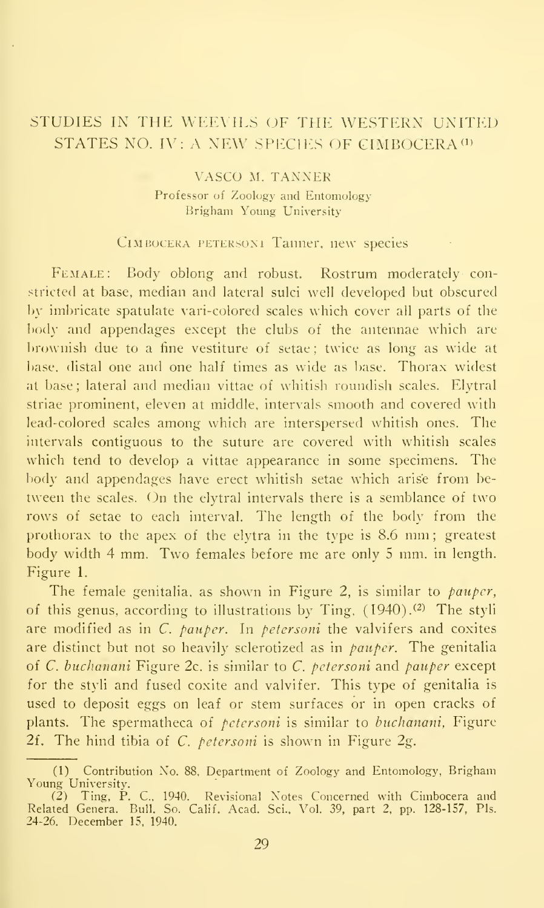# STUDIES IN THE WEEVILS OF THE WESTERN UNITED STATES NO. IV: A NEW SPECIES OF CIMBOCERA[1]

VASCO M. TANNER

Professor of Zoology and Entomology
Brigham Young University

CIMBOCERA PETERSONI Tanner, new species

FEMALE: Body oblong and robust. Rostrum moderately constricted at base, median and lateral sulci well developed but obscured by imbricate spatulate vari-colored scales which cover all parts of the body and appendages except the clubs of the antennae which are brownish due to a fine vestiture of setae; twice as long as wide at base, distal one and one half times as wide as base. Thorax widest at base; lateral and median vittae of whitish roundish scales. Elytral striae prominent, eleven at middle, intervals smooth and covered with lead-colored scales among which are interspersed whitish ones. The intervals contiguous to the suture are covered with whitish scales which tend to develop a vittae appearance in some specimens. The body and appendages have erect whitish setae which arise from between the scales. On the elytral intervals there is a semblance of two rows of setae to each interval. The length of the body from the prothorax to the apex of the elytra in the type is 8.6 mm; greatest body width 4 mm. Two females before me are only 5 mm. in length. Figure 1.

The female genitalia, as shown in Figure 2, is similar to *pauper*, of this genus, according to illustrations by Ting, (1940).[2] The styli are modified as in *C. pauper*. In *petersoni* the valvifers and coxites are distinct but not so heavily sclerotized as in *pauper*. The genitalia of *C. buchanani* Figure 2c. is similar to *C. petersoni* and *pauper* except for the styli and fused coxite and valvifer. This type of genitalia is used to deposit eggs on leaf or stem surfaces or in open cracks of plants. The spermatheca of *petersoni* is similar to *buchanani*, Figure 2f. The hind tibia of *C. petersoni* is shown in Figure 2g.

---

(1) Contribution No. 88, Department of Zoology and Entomology, Brigham Young University.

(2) Ting, P. C., 1940. Revisional Notes Concerned with Cimbocera and Related Genera. Bull. So. Calif. Acad. Sci., Vol. 39, part 2, pp. 128-157, Pls. 24-26. December 15, 1940.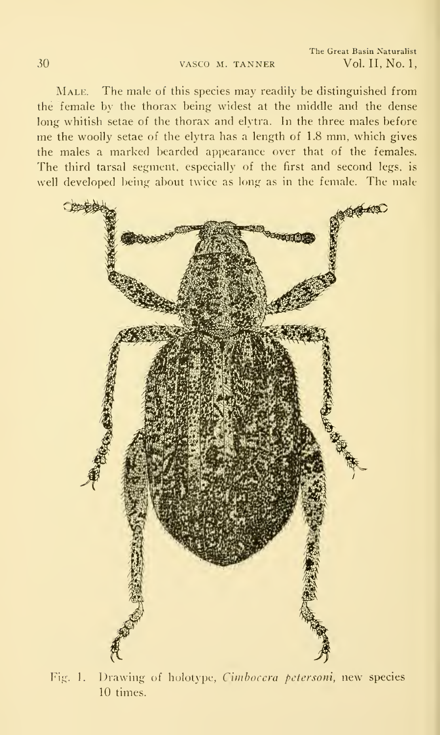MALE. The male of this species may readily be distinguished from the female by the thorax being widest at the middle and the dense long whitish setae of the thorax and elytra. In the three males before me the woolly setae of the elytra has a length of 1.8 mm, which gives the males a marked bearded appearance over that of the females. The third tarsal segment, especially of the first and second legs, is well developed being about twice as long as in the female. The male

Fig. 1. Drawing of holotype, *Cimbocera petersoni*, new species 10 times.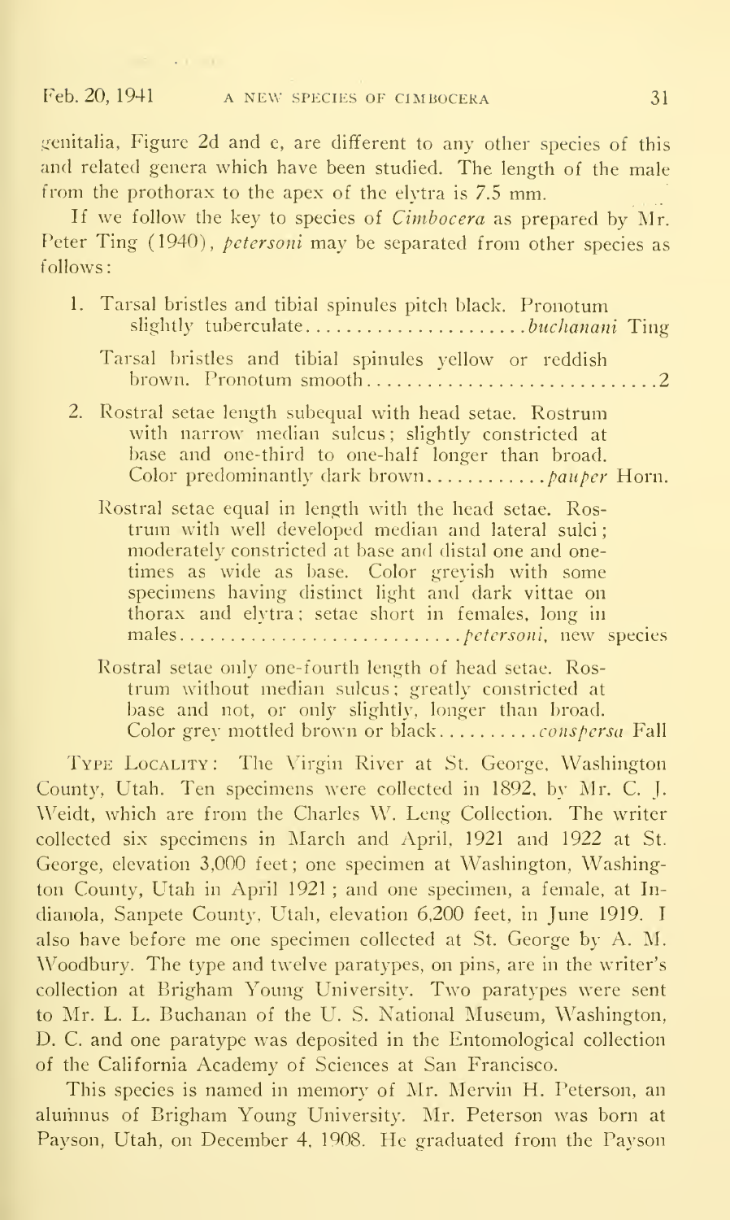genitalia, Figure 2d and e, are different to any other species of this and related genera which have been studied. The length of the male from the prothorax to the apex of the elytra is 7.5 mm.

If we follow the key to species of *Cimbocera* as prepared by Mr. Peter Ting (1940), *petersoni* may be separated from other species as follows:

1. Tarsal bristles and tibial spinules pitch black. Pronotum slightly tuberculate....................... *buchanani* Ting

   Tarsal bristles and tibial spinules yellow or reddish brown. Pronotum smooth.............................2

2. Rostral setae length subequal with head setae. Rostrum with narrow median sulcus; slightly constricted at base and one-third to one-half longer than broad. Color predominantly dark brown............*pauper* Horn.

   Rostral setae equal in length with the head setae. Rostrum with well developed median and lateral sulci; moderately constricted at base and distal one and one-times as wide as base. Color greyish with some specimens having distinct light and dark vittae on thorax and elytra; setae short in females, long in males............................*petersoni*, new species

   Rostral setae only one-fourth length of head setae. Rostrum without median sulcus; greatly constricted at base and not, or only slightly, longer than broad. Color grey mottled brown or black..........*conspersa* Fall

Type Locality: The Virgin River at St. George, Washington County, Utah. Ten specimens were collected in 1892, by Mr. C. J. Weidt, which are from the Charles W. Leng Collection. The writer collected six specimens in March and April, 1921 and 1922 at St. George, elevation 3,000 feet; one specimen at Washington, Washington County, Utah in April 1921; and one specimen, a female, at Indianola, Sanpete County, Utah, elevation 6,200 feet, in June 1919. I also have before me one specimen collected at St. George by A. M. Woodbury. The type and twelve paratypes, on pins, are in the writer's collection at Brigham Young University. Two paratypes were sent to Mr. L. L. Buchanan of the U. S. National Museum, Washington, D. C. and one paratype was deposited in the Entomological collection of the California Academy of Sciences at San Francisco.

This species is named in memory of Mr. Mervin H. Peterson, an alumnus of Brigham Young University. Mr. Peterson was born at Payson, Utah, on December 4, 1908. He graduated from the Payson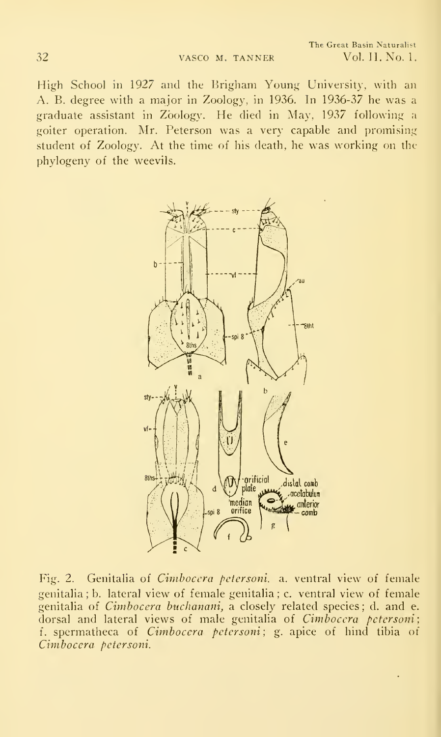High School in 1927 and the Brigham Young University, with an A. B. degree with a major in Zoology, in 1936. In 1936-37 he was a graduate assistant in Zoology. He died in May, 1937 following a goiter operation. Mr. Peterson was a very capable and promising student of Zoology. At the time of his death, he was working on the phylogeny of the weevils.

Fig. 2. Genitalia of *Cimbocera petersoni.* a. ventral view of female genitalia; b. lateral view of female genitalia; c. ventral view of female genitalia of *Cimbocera buchanani,* a closely related species; d. and e. dorsal and lateral views of male genitalia of *Cimbocera petersoni*; f. spermatheca of *Cimbocera petersoni*; g. apice of hind tibia of *Cimbocera petersoni.*